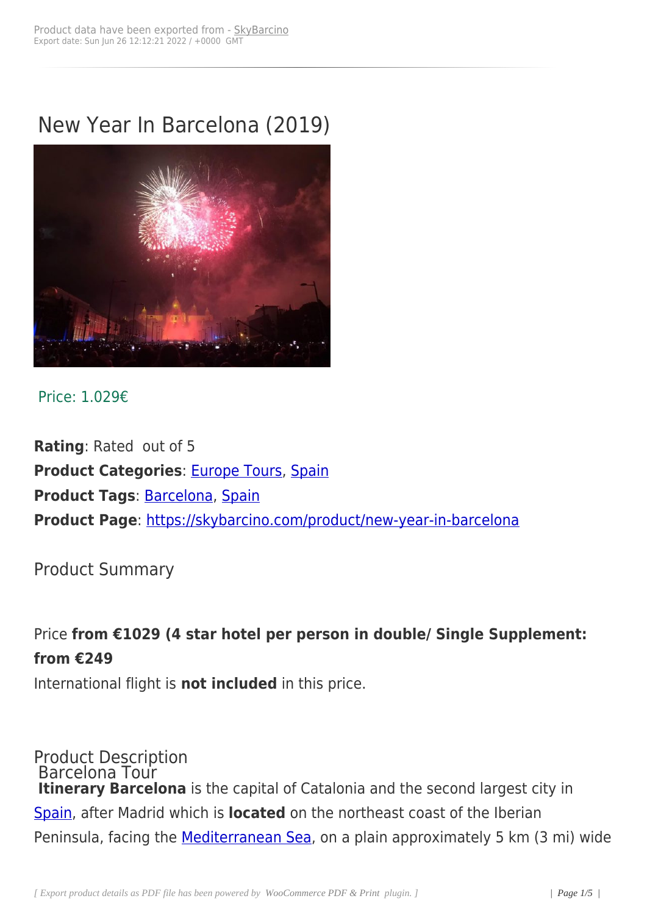Product data have been exported from - SkyBarcino
Export date: Sun Jun 26 12:12:21 2022 / +0000 GMT

# New Year In Barcelona (2019)

Price: 1.029€

**Rating**: Rated out of 5
**Product Categories**: Europe Tours, Spain
**Product Tags**: Barcelona, Spain
**Product Page**: https://skybarcino.com/product/new-year-in-barcelona

## Product Summary

Price **from €1029 (4 star hotel per person in double/ Single Supplement: from €249**
International flight is **not included** in this price.

## Product Description

### Barcelona Tour

**Itinerary Barcelona** is the capital of Catalonia and the second largest city in Spain, after Madrid which is **located** on the northeast coast of the Iberian Peninsula, facing the Mediterranean Sea, on a plain approximately 5 km (3 mi) wide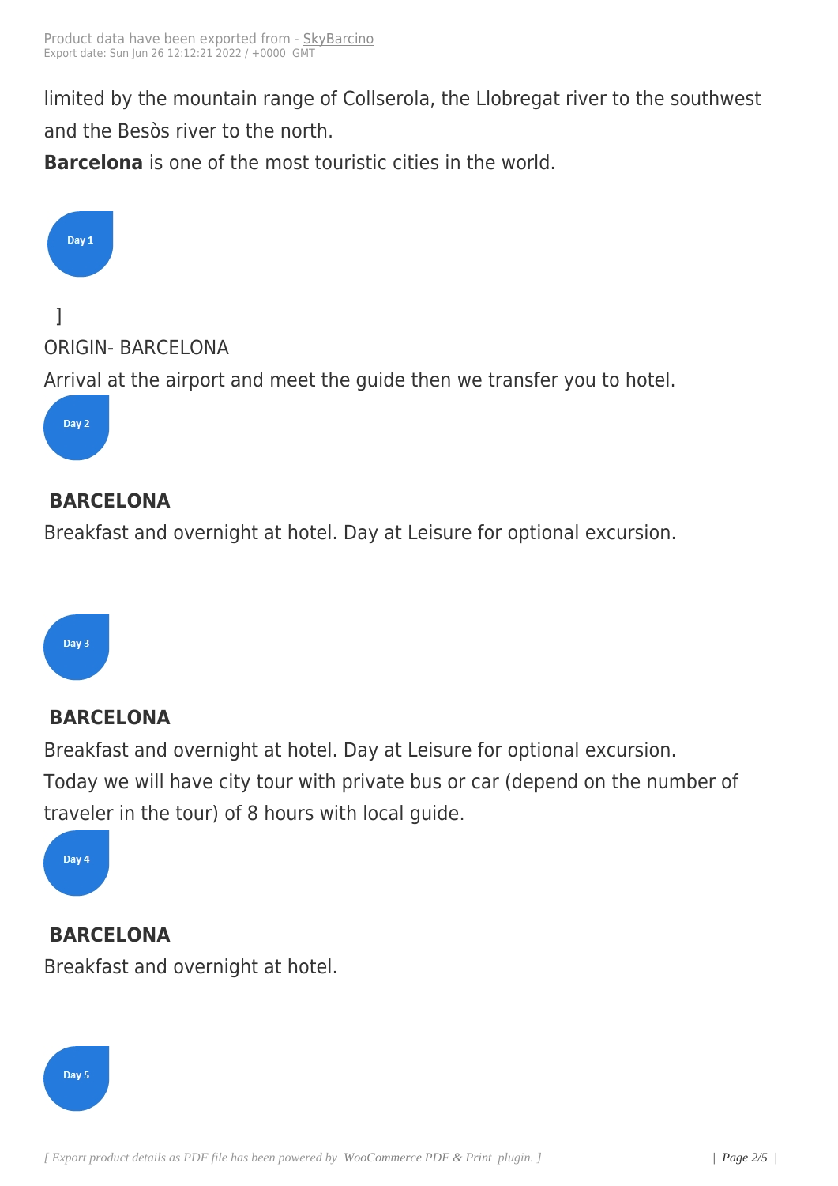limited by the mountain range of Collserola, the Llobregat river to the southwest and the Besòs river to the north.

**Barcelona** is one of the most touristic cities in the world.

Day 1

]

ORIGIN- BARCELONA

Arrival at the airport and meet the guide then we transfer you to hotel.

Day 2

**BARCELONA**

Breakfast and overnight at hotel. Day at Leisure for optional excursion.

Day 3

**BARCELONA**

Breakfast and overnight at hotel. Day at Leisure for optional excursion.

Today we will have city tour with private bus or car (depend on the number of traveler in the tour) of 8 hours with local guide.

Day 4

**BARCELONA**

Breakfast and overnight at hotel.

Day 5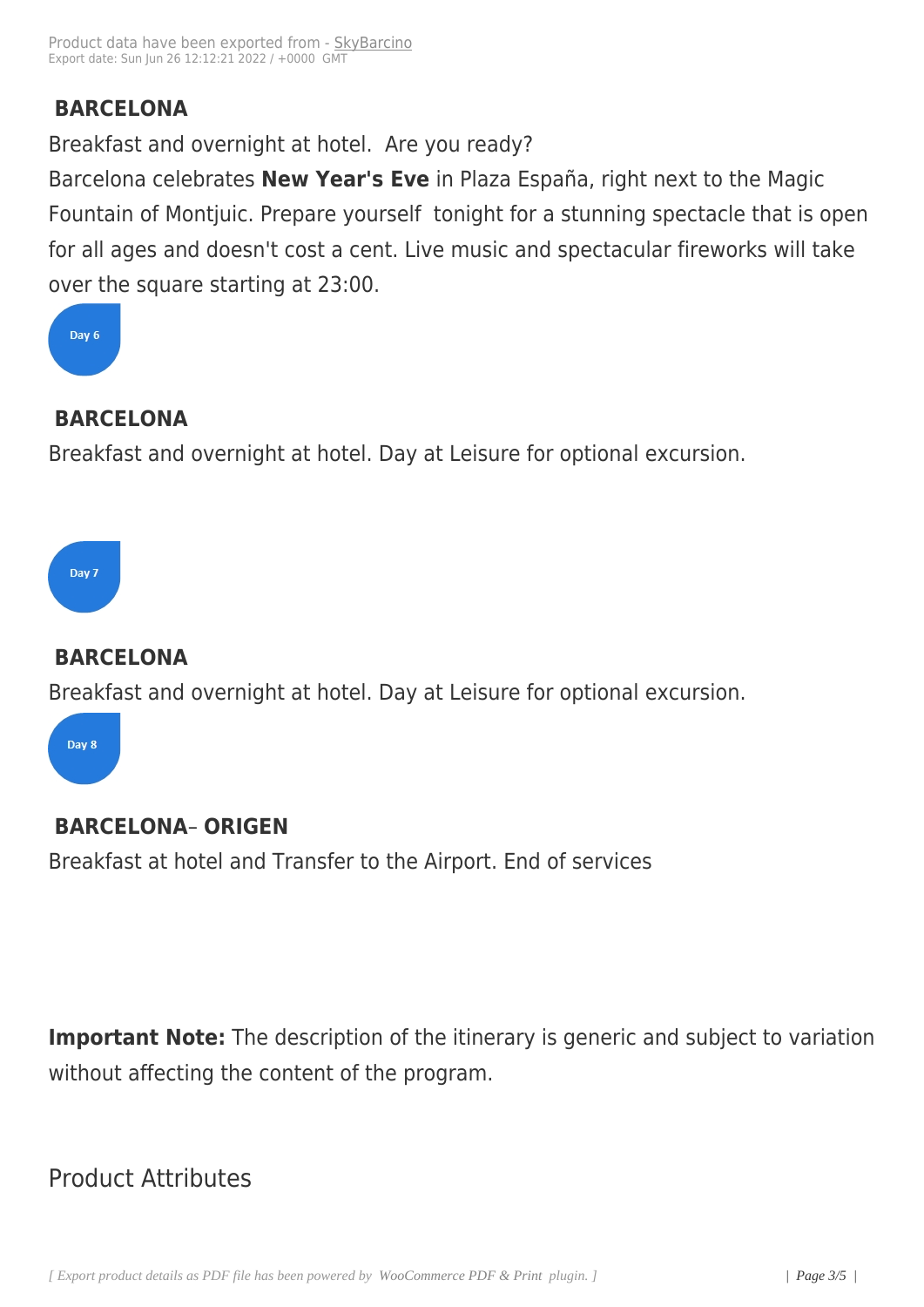### BARCELONA

Breakfast and overnight at hotel.  Are you ready?

Barcelona celebrates **New Year's Eve** in Plaza España, right next to the Magic Fountain of Montjuic. Prepare yourself  tonight for a stunning spectacle that is open for all ages and doesn't cost a cent. Live music and spectacular fireworks will take over the square starting at 23:00.

Day 6

### BARCELONA

Breakfast and overnight at hotel. Day at Leisure for optional excursion.

Day 7

### BARCELONA

Breakfast and overnight at hotel. Day at Leisure for optional excursion.

Day 8

### BARCELONA– ORIGEN

Breakfast at hotel and Transfer to the Airport. End of services

**Important Note:** The description of the itinerary is generic and subject to variation without affecting the content of the program.

## Product Attributes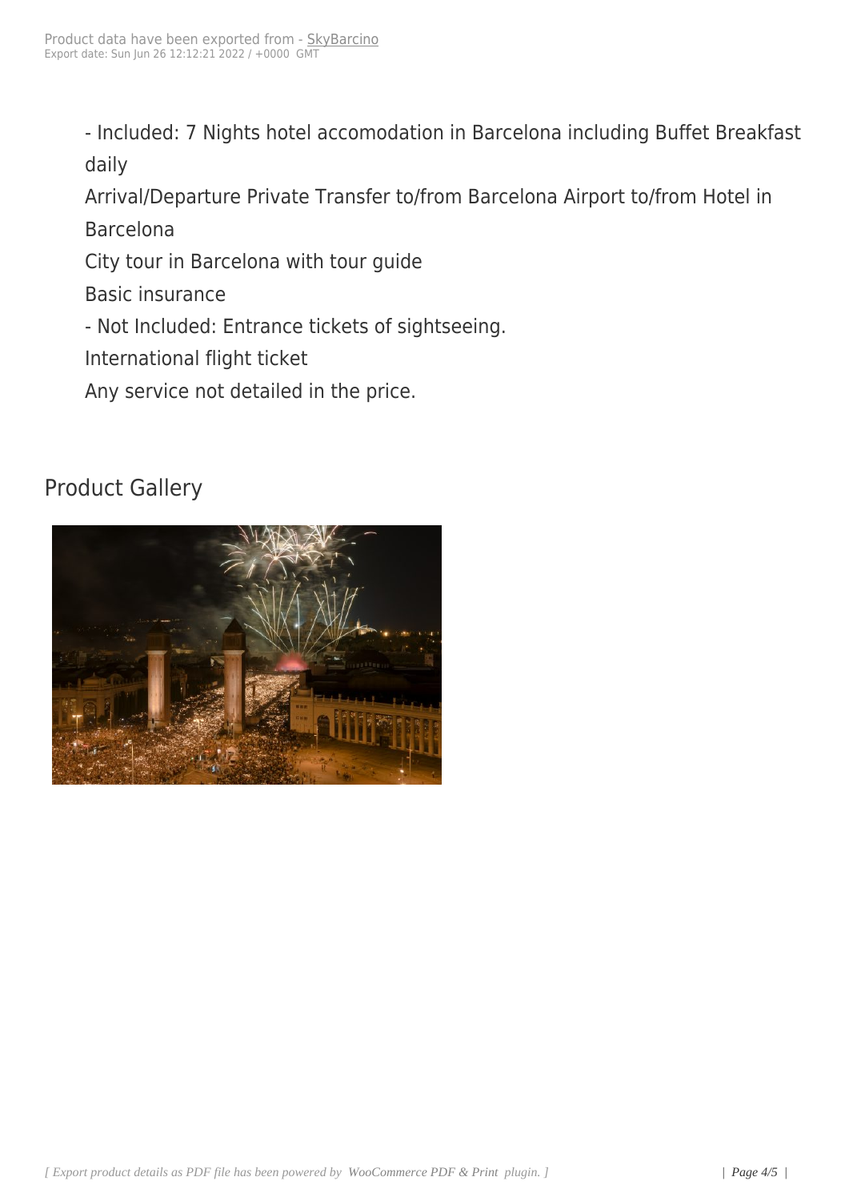- Included: 7 Nights hotel accomodation in Barcelona including Buffet Breakfast daily

Arrival/Departure Private Transfer to/from Barcelona Airport to/from Hotel in Barcelona

City tour in Barcelona with tour guide

Basic insurance

- Not Included: Entrance tickets of sightseeing.

International flight ticket

Any service not detailed in the price.

## Product Gallery